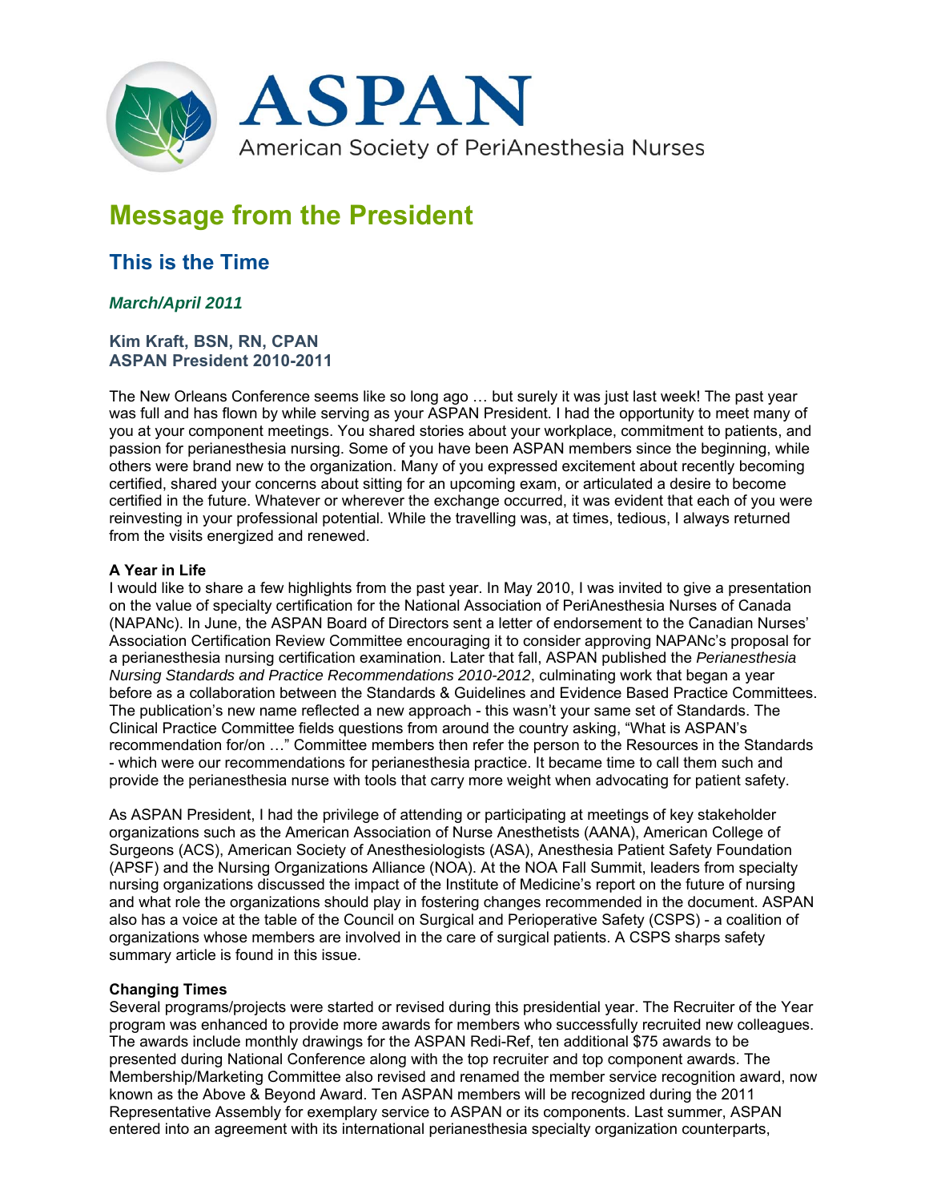# ASPAN

American Society of PeriAnesthesia Nurses

# Message from the President

## This is the Time

***March/April 2011***

**Kim Kraft, BSN, RN, CPAN**
**ASPAN President 2010-2011**

The New Orleans Conference seems like so long ago … but surely it was just last week! The past year was full and has flown by while serving as your ASPAN President. I had the opportunity to meet many of you at your component meetings. You shared stories about your workplace, commitment to patients, and passion for perianesthesia nursing. Some of you have been ASPAN members since the beginning, while others were brand new to the organization. Many of you expressed excitement about recently becoming certified, shared your concerns about sitting for an upcoming exam, or articulated a desire to become certified in the future. Whatever or wherever the exchange occurred, it was evident that each of you were reinvesting in your professional potential. While the travelling was, at times, tedious, I always returned from the visits energized and renewed.

**A Year in Life**

I would like to share a few highlights from the past year. In May 2010, I was invited to give a presentation on the value of specialty certification for the National Association of PeriAnesthesia Nurses of Canada (NAPANc). In June, the ASPAN Board of Directors sent a letter of endorsement to the Canadian Nurses' Association Certification Review Committee encouraging it to consider approving NAPANc's proposal for a perianesthesia nursing certification examination. Later that fall, ASPAN published the *Perianesthesia Nursing Standards and Practice Recommendations 2010-2012*, culminating work that began a year before as a collaboration between the Standards & Guidelines and Evidence Based Practice Committees. The publication's new name reflected a new approach - this wasn't your same set of Standards. The Clinical Practice Committee fields questions from around the country asking, "What is ASPAN's recommendation for/on …" Committee members then refer the person to the Resources in the Standards - which were our recommendations for perianesthesia practice. It became time to call them such and provide the perianesthesia nurse with tools that carry more weight when advocating for patient safety.

As ASPAN President, I had the privilege of attending or participating at meetings of key stakeholder organizations such as the American Association of Nurse Anesthetists (AANA), American College of Surgeons (ACS), American Society of Anesthesiologists (ASA), Anesthesia Patient Safety Foundation (APSF) and the Nursing Organizations Alliance (NOA). At the NOA Fall Summit, leaders from specialty nursing organizations discussed the impact of the Institute of Medicine's report on the future of nursing and what role the organizations should play in fostering changes recommended in the document. ASPAN also has a voice at the table of the Council on Surgical and Perioperative Safety (CSPS) - a coalition of organizations whose members are involved in the care of surgical patients. A CSPS sharps safety summary article is found in this issue.

**Changing Times**

Several programs/projects were started or revised during this presidential year. The Recruiter of the Year program was enhanced to provide more awards for members who successfully recruited new colleagues. The awards include monthly drawings for the ASPAN Redi-Ref, ten additional $75 awards to be presented during National Conference along with the top recruiter and top component awards. The Membership/Marketing Committee also revised and renamed the member service recognition award, now known as the Above & Beyond Award. Ten ASPAN members will be recognized during the 2011 Representative Assembly for exemplary service to ASPAN or its components. Last summer, ASPAN entered into an agreement with its international perianesthesia specialty organization counterparts,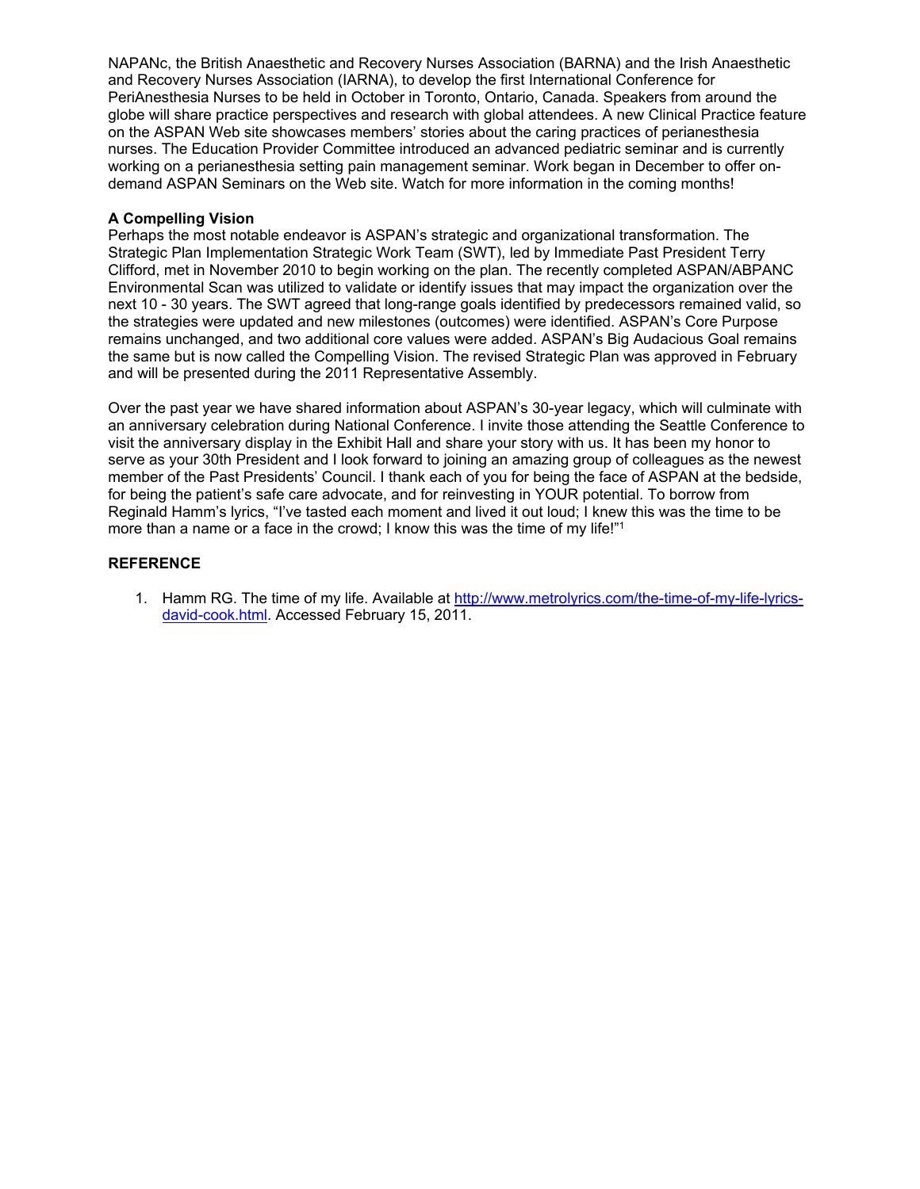NAPANc, the British Anaesthetic and Recovery Nurses Association (BARNA) and the Irish Anaesthetic and Recovery Nurses Association (IARNA), to develop the first International Conference for PeriAnesthesia Nurses to be held in October in Toronto, Ontario, Canada. Speakers from around the globe will share practice perspectives and research with global attendees. A new Clinical Practice feature on the ASPAN Web site showcases members' stories about the caring practices of perianesthesia nurses. The Education Provider Committee introduced an advanced pediatric seminar and is currently working on a perianesthesia setting pain management seminar. Work began in December to offer on-demand ASPAN Seminars on the Web site. Watch for more information in the coming months!

**A Compelling Vision**

Perhaps the most notable endeavor is ASPAN's strategic and organizational transformation. The Strategic Plan Implementation Strategic Work Team (SWT), led by Immediate Past President Terry Clifford, met in November 2010 to begin working on the plan. The recently completed ASPAN/ABPANC Environmental Scan was utilized to validate or identify issues that may impact the organization over the next 10 - 30 years. The SWT agreed that long-range goals identified by predecessors remained valid, so the strategies were updated and new milestones (outcomes) were identified. ASPAN's Core Purpose remains unchanged, and two additional core values were added. ASPAN's Big Audacious Goal remains the same but is now called the Compelling Vision. The revised Strategic Plan was approved in February and will be presented during the 2011 Representative Assembly.

Over the past year we have shared information about ASPAN's 30-year legacy, which will culminate with an anniversary celebration during National Conference. I invite those attending the Seattle Conference to visit the anniversary display in the Exhibit Hall and share your story with us. It has been my honor to serve as your 30th President and I look forward to joining an amazing group of colleagues as the newest member of the Past Presidents' Council. I thank each of you for being the face of ASPAN at the bedside, for being the patient's safe care advocate, and for reinvesting in YOUR potential. To borrow from Reginald Hamm's lyrics, "I've tasted each moment and lived it out loud; I knew this was the time to be more than a name or a face in the crowd; I know this was the time of my life!"[1]

**REFERENCE**

1. Hamm RG. The time of my life. Available at http://www.metrolyrics.com/the-time-of-my-life-lyrics-david-cook.html. Accessed February 15, 2011.